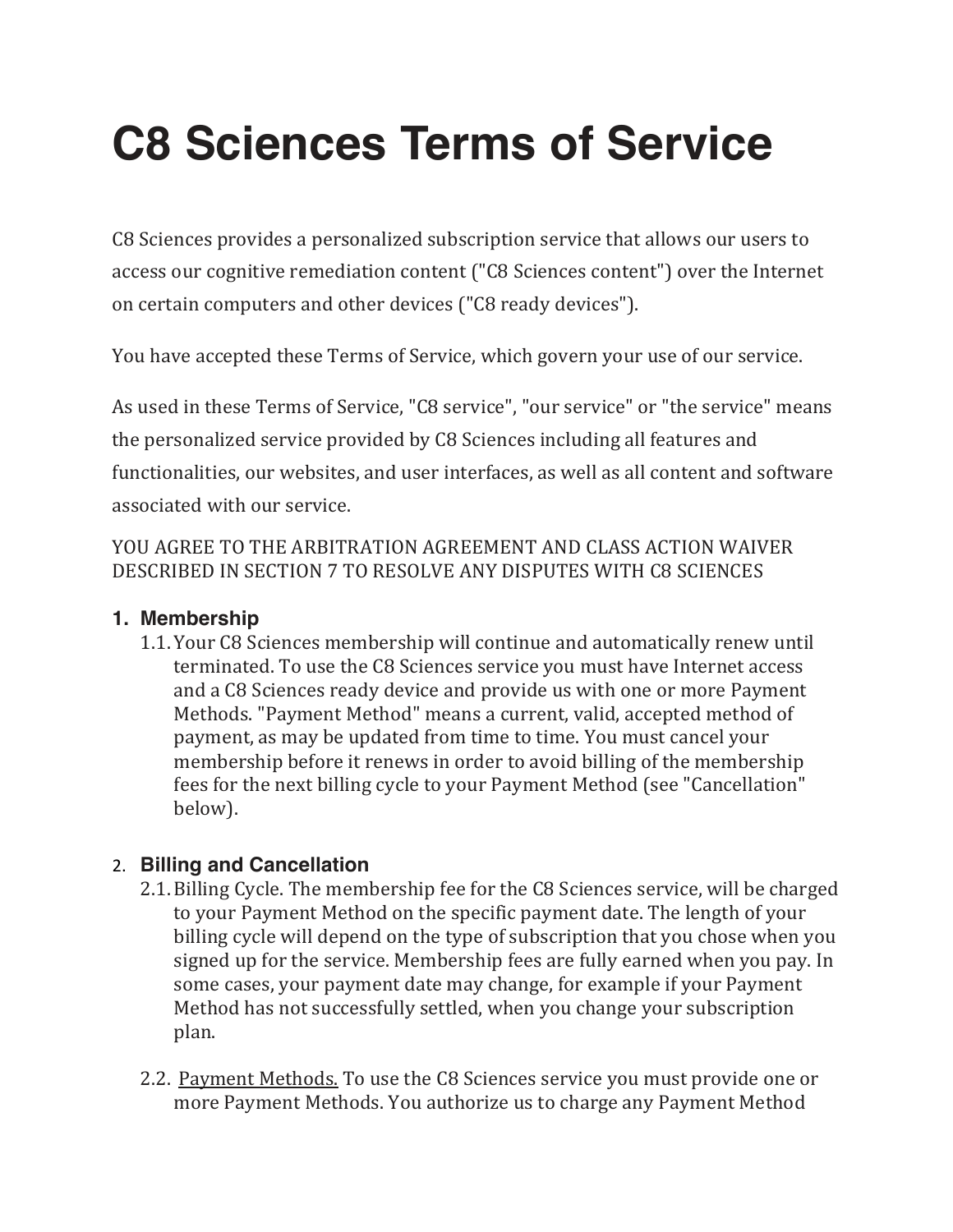# C8 Sciences Terms of Service

C8 Sciences provides a personalized subscription service that allows our users to access our cognitive remediation content ("C8 Sciences content") over the Internet on certain computers and other devices ("C8 ready devices").

You have accepted these Terms of Service, which govern your use of our service.

As used in these Terms of Service, "C8 service", "our service" or "the service" means the personalized service provided by C8 Sciences including all features and functionalities, our websites, and user interfaces, as well as all content and software associated with our service.

YOU AGREE TO THE ARBITRATION AGREEMENT AND CLASS ACTION WAIVER DESCRIBED IN SECTION 7 TO RESOLVE ANY DISPUTES WITH C8 SCIENCES

## 1. Membership

1.1. Your C8 Sciences membership will continue and automatically renew until terminated. To use the C8 Sciences service you must have Internet access and a C8 Sciences ready device and provide us with one or more Payment Methods. "Payment Method" means a current, valid, accepted method of payment, as may be updated from time to time. You must cancel your membership before it renews in order to avoid billing of the membership fees for the next billing cycle to your Payment Method (see "Cancellation" below).

## 2. Billing and Cancellation

2.1. Billing Cycle. The membership fee for the C8 Sciences service, will be charged to your Payment Method on the specific payment date. The length of your billing cycle will depend on the type of subscription that you chose when you signed up for the service. Membership fees are fully earned when you pay. In some cases, your payment date may change, for example if your Payment Method has not successfully settled, when you change your subscription plan.

2.2. <u>Payment Methods.</u> To use the C8 Sciences service you must provide one or more Payment Methods. You authorize us to charge any Payment Method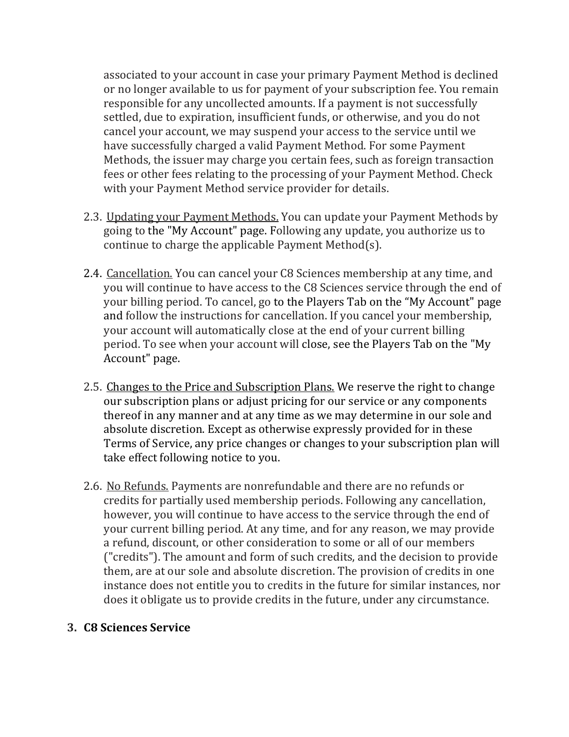associated to your account in case your primary Payment Method is declined or no longer available to us for payment of your subscription fee. You remain responsible for any uncollected amounts. If a payment is not successfully settled, due to expiration, insufficient funds, or otherwise, and you do not cancel your account, we may suspend your access to the service until we have successfully charged a valid Payment Method. For some Payment Methods, the issuer may charge you certain fees, such as foreign transaction fees or other fees relating to the processing of your Payment Method. Check with your Payment Method service provider for details.

2.3. <u>Updating your Payment Methods.</u> You can update your Payment Methods by going to the "My Account" page. Following any update, you authorize us to continue to charge the applicable Payment Method(s).

2.4. <u>Cancellation.</u> You can cancel your C8 Sciences membership at any time, and you will continue to have access to the C8 Sciences service through the end of your billing period. To cancel, go to the Players Tab on the "My Account" page and follow the instructions for cancellation. If you cancel your membership, your account will automatically close at the end of your current billing period. To see when your account will close, see the Players Tab on the "My Account" page.

2.5. <u>Changes to the Price and Subscription Plans.</u> We reserve the right to change our subscription plans or adjust pricing for our service or any components thereof in any manner and at any time as we may determine in our sole and absolute discretion. Except as otherwise expressly provided for in these Terms of Service, any price changes or changes to your subscription plan will take effect following notice to you.

2.6. <u>No Refunds.</u> Payments are nonrefundable and there are no refunds or credits for partially used membership periods. Following any cancellation, however, you will continue to have access to the service through the end of your current billing period. At any time, and for any reason, we may provide a refund, discount, or other consideration to some or all of our members ("credits"). The amount and form of such credits, and the decision to provide them, are at our sole and absolute discretion. The provision of credits in one instance does not entitle you to credits in the future for similar instances, nor does it obligate us to provide credits in the future, under any circumstance.

## 3. C8 Sciences Service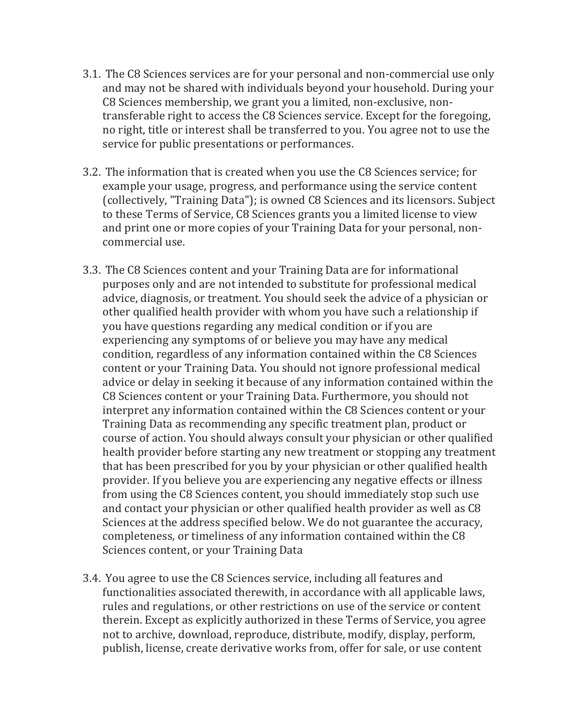3.1. The C8 Sciences services are for your personal and non-commercial use only and may not be shared with individuals beyond your household. During your C8 Sciences membership, we grant you a limited, non-exclusive, non-transferable right to access the C8 Sciences service. Except for the foregoing, no right, title or interest shall be transferred to you. You agree not to use the service for public presentations or performances.

3.2. The information that is created when you use the C8 Sciences service; for example your usage, progress, and performance using the service content (collectively, "Training Data"); is owned C8 Sciences and its licensors. Subject to these Terms of Service, C8 Sciences grants you a limited license to view and print one or more copies of your Training Data for your personal, non-commercial use.

3.3. The C8 Sciences content and your Training Data are for informational purposes only and are not intended to substitute for professional medical advice, diagnosis, or treatment. You should seek the advice of a physician or other qualified health provider with whom you have such a relationship if you have questions regarding any medical condition or if you are experiencing any symptoms of or believe you may have any medical condition, regardless of any information contained within the C8 Sciences content or your Training Data. You should not ignore professional medical advice or delay in seeking it because of any information contained within the C8 Sciences content or your Training Data. Furthermore, you should not interpret any information contained within the C8 Sciences content or your Training Data as recommending any specific treatment plan, product or course of action. You should always consult your physician or other qualified health provider before starting any new treatment or stopping any treatment that has been prescribed for you by your physician or other qualified health provider. If you believe you are experiencing any negative effects or illness from using the C8 Sciences content, you should immediately stop such use and contact your physician or other qualified health provider as well as C8 Sciences at the address specified below. We do not guarantee the accuracy, completeness, or timeliness of any information contained within the C8 Sciences content, or your Training Data

3.4. You agree to use the C8 Sciences service, including all features and functionalities associated therewith, in accordance with all applicable laws, rules and regulations, or other restrictions on use of the service or content therein. Except as explicitly authorized in these Terms of Service, you agree not to archive, download, reproduce, distribute, modify, display, perform, publish, license, create derivative works from, offer for sale, or use content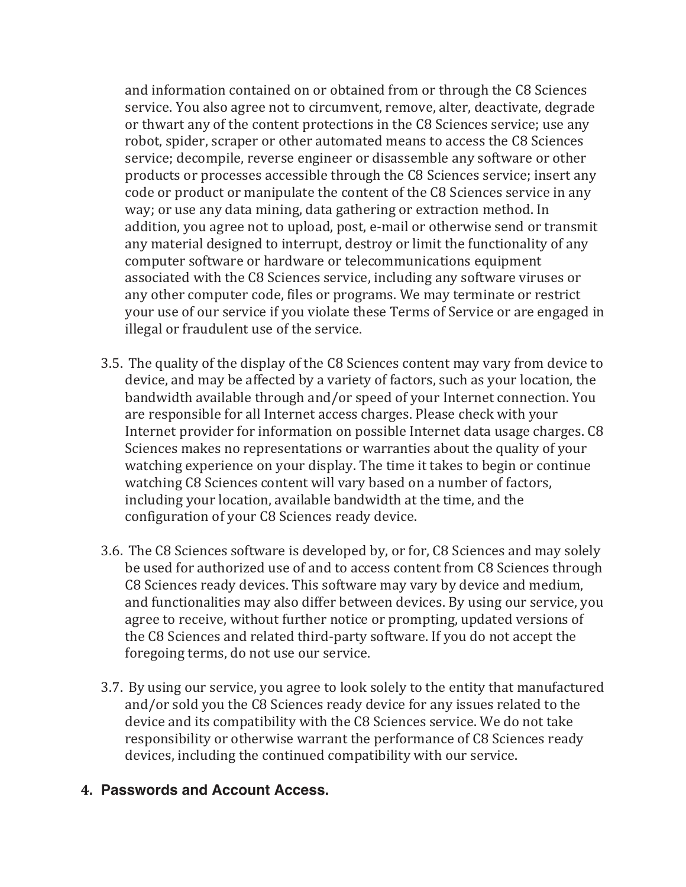and information contained on or obtained from or through the C8 Sciences service. You also agree not to circumvent, remove, alter, deactivate, degrade or thwart any of the content protections in the C8 Sciences service; use any robot, spider, scraper or other automated means to access the C8 Sciences service; decompile, reverse engineer or disassemble any software or other products or processes accessible through the C8 Sciences service; insert any code or product or manipulate the content of the C8 Sciences service in any way; or use any data mining, data gathering or extraction method. In addition, you agree not to upload, post, e-mail or otherwise send or transmit any material designed to interrupt, destroy or limit the functionality of any computer software or hardware or telecommunications equipment associated with the C8 Sciences service, including any software viruses or any other computer code, files or programs. We may terminate or restrict your use of our service if you violate these Terms of Service or are engaged in illegal or fraudulent use of the service.

3.5. The quality of the display of the C8 Sciences content may vary from device to device, and may be affected by a variety of factors, such as your location, the bandwidth available through and/or speed of your Internet connection. You are responsible for all Internet access charges. Please check with your Internet provider for information on possible Internet data usage charges. C8 Sciences makes no representations or warranties about the quality of your watching experience on your display. The time it takes to begin or continue watching C8 Sciences content will vary based on a number of factors, including your location, available bandwidth at the time, and the configuration of your C8 Sciences ready device.

3.6. The C8 Sciences software is developed by, or for, C8 Sciences and may solely be used for authorized use of and to access content from C8 Sciences through C8 Sciences ready devices. This software may vary by device and medium, and functionalities may also differ between devices. By using our service, you agree to receive, without further notice or prompting, updated versions of the C8 Sciences and related third-party software. If you do not accept the foregoing terms, do not use our service.

3.7. By using our service, you agree to look solely to the entity that manufactured and/or sold you the C8 Sciences ready device for any issues related to the device and its compatibility with the C8 Sciences service. We do not take responsibility or otherwise warrant the performance of C8 Sciences ready devices, including the continued compatibility with our service.

## 4. Passwords and Account Access.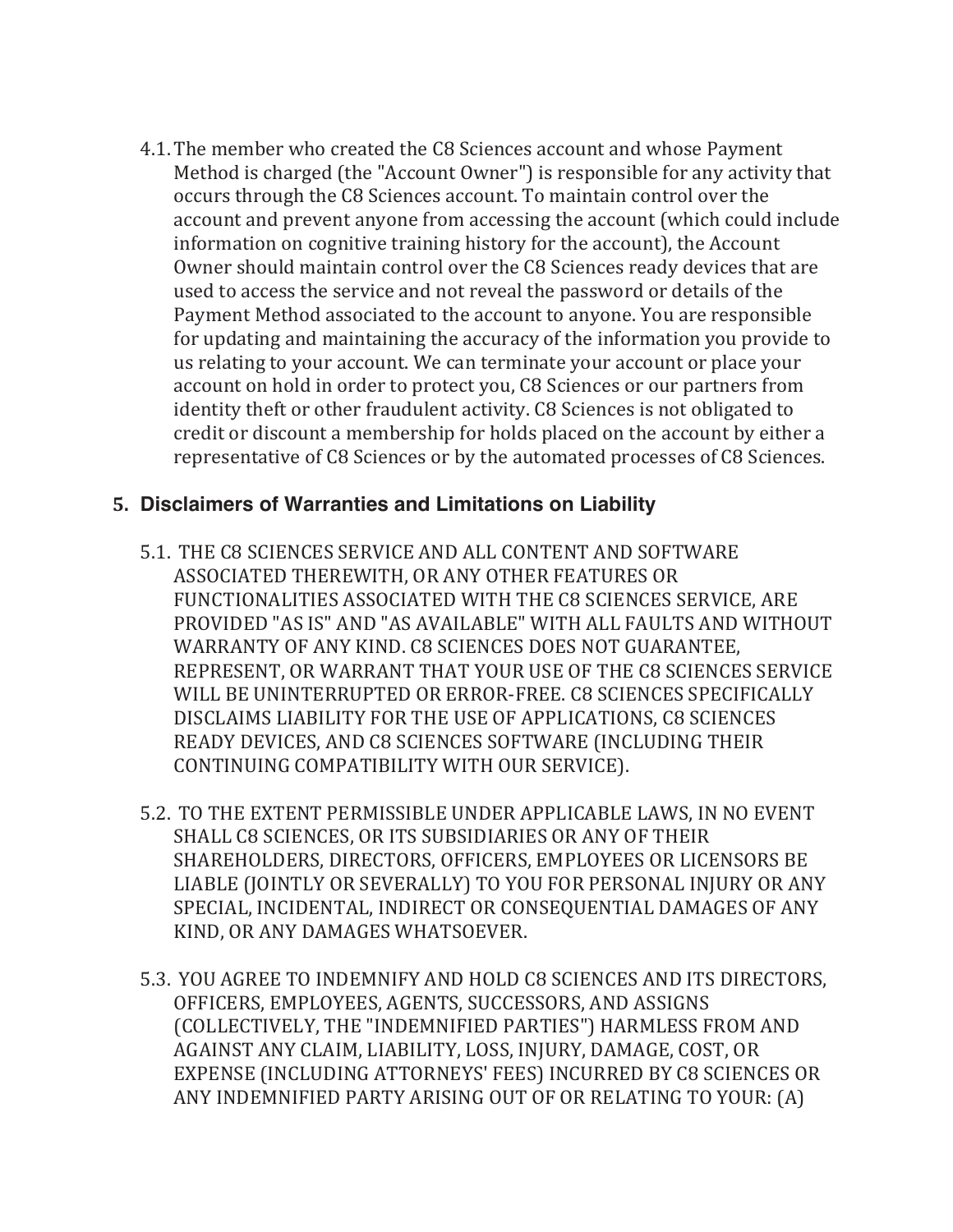4.1. The member who created the C8 Sciences account and whose Payment Method is charged (the "Account Owner") is responsible for any activity that occurs through the C8 Sciences account. To maintain control over the account and prevent anyone from accessing the account (which could include information on cognitive training history for the account), the Account Owner should maintain control over the C8 Sciences ready devices that are used to access the service and not reveal the password or details of the Payment Method associated to the account to anyone. You are responsible for updating and maintaining the accuracy of the information you provide to us relating to your account. We can terminate your account or place your account on hold in order to protect you, C8 Sciences or our partners from identity theft or other fraudulent activity. C8 Sciences is not obligated to credit or discount a membership for holds placed on the account by either a representative of C8 Sciences or by the automated processes of C8 Sciences.

## 5. Disclaimers of Warranties and Limitations on Liability

5.1. THE C8 SCIENCES SERVICE AND ALL CONTENT AND SOFTWARE ASSOCIATED THEREWITH, OR ANY OTHER FEATURES OR FUNCTIONALITIES ASSOCIATED WITH THE C8 SCIENCES SERVICE, ARE PROVIDED "AS IS" AND "AS AVAILABLE" WITH ALL FAULTS AND WITHOUT WARRANTY OF ANY KIND. C8 SCIENCES DOES NOT GUARANTEE, REPRESENT, OR WARRANT THAT YOUR USE OF THE C8 SCIENCES SERVICE WILL BE UNINTERRUPTED OR ERROR-FREE. C8 SCIENCES SPECIFICALLY DISCLAIMS LIABILITY FOR THE USE OF APPLICATIONS, C8 SCIENCES READY DEVICES, AND C8 SCIENCES SOFTWARE (INCLUDING THEIR CONTINUING COMPATIBILITY WITH OUR SERVICE).

5.2. TO THE EXTENT PERMISSIBLE UNDER APPLICABLE LAWS, IN NO EVENT SHALL C8 SCIENCES, OR ITS SUBSIDIARIES OR ANY OF THEIR SHAREHOLDERS, DIRECTORS, OFFICERS, EMPLOYEES OR LICENSORS BE LIABLE (JOINTLY OR SEVERALLY) TO YOU FOR PERSONAL INJURY OR ANY SPECIAL, INCIDENTAL, INDIRECT OR CONSEQUENTIAL DAMAGES OF ANY KIND, OR ANY DAMAGES WHATSOEVER.

5.3. YOU AGREE TO INDEMNIFY AND HOLD C8 SCIENCES AND ITS DIRECTORS, OFFICERS, EMPLOYEES, AGENTS, SUCCESSORS, AND ASSIGNS (COLLECTIVELY, THE "INDEMNIFIED PARTIES") HARMLESS FROM AND AGAINST ANY CLAIM, LIABILITY, LOSS, INJURY, DAMAGE, COST, OR EXPENSE (INCLUDING ATTORNEYS' FEES) INCURRED BY C8 SCIENCES OR ANY INDEMNIFIED PARTY ARISING OUT OF OR RELATING TO YOUR: (A)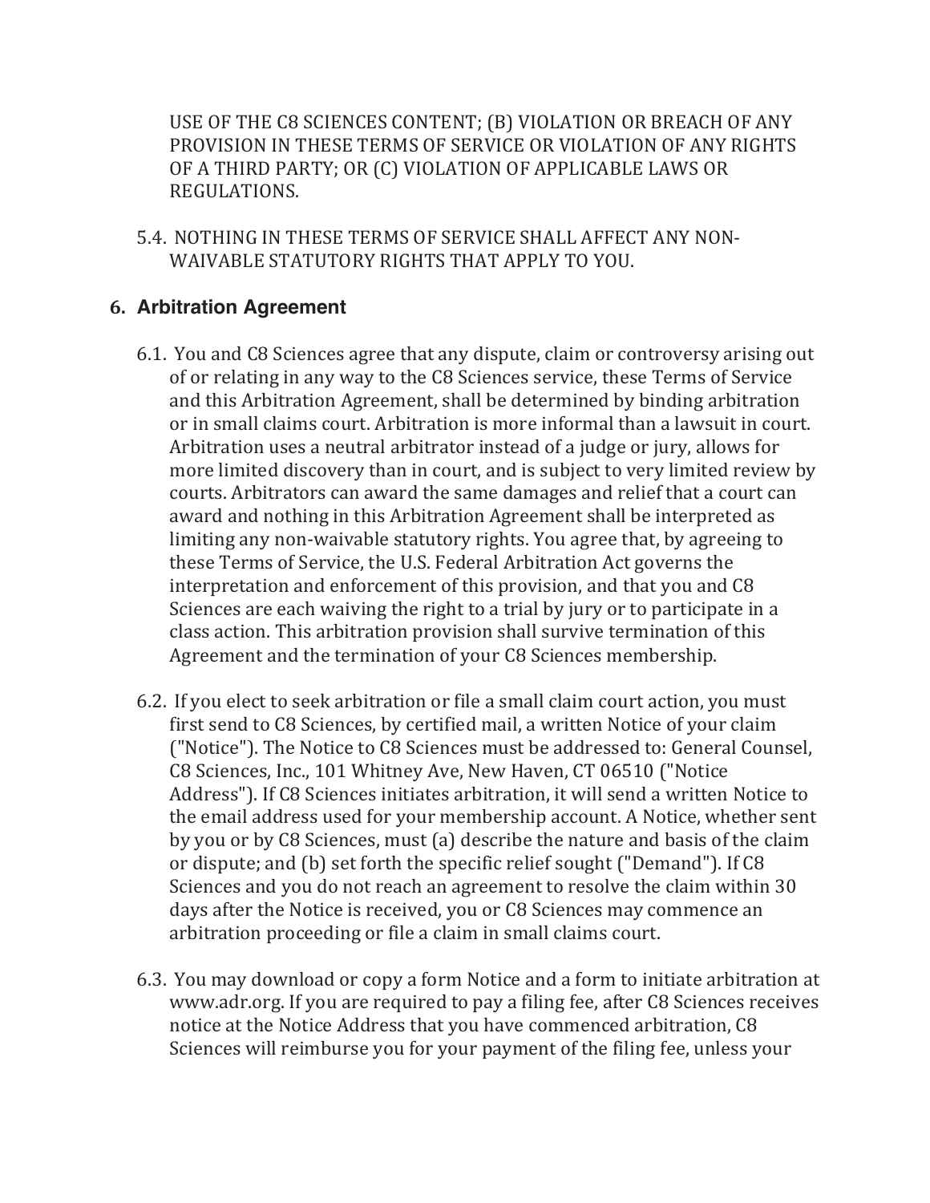USE OF THE C8 SCIENCES CONTENT; (B) VIOLATION OR BREACH OF ANY PROVISION IN THESE TERMS OF SERVICE OR VIOLATION OF ANY RIGHTS OF A THIRD PARTY; OR (C) VIOLATION OF APPLICABLE LAWS OR REGULATIONS.

5.4. NOTHING IN THESE TERMS OF SERVICE SHALL AFFECT ANY NON-WAIVABLE STATUTORY RIGHTS THAT APPLY TO YOU.

## 6. Arbitration Agreement

6.1. You and C8 Sciences agree that any dispute, claim or controversy arising out of or relating in any way to the C8 Sciences service, these Terms of Service and this Arbitration Agreement, shall be determined by binding arbitration or in small claims court. Arbitration is more informal than a lawsuit in court. Arbitration uses a neutral arbitrator instead of a judge or jury, allows for more limited discovery than in court, and is subject to very limited review by courts. Arbitrators can award the same damages and relief that a court can award and nothing in this Arbitration Agreement shall be interpreted as limiting any non-waivable statutory rights. You agree that, by agreeing to these Terms of Service, the U.S. Federal Arbitration Act governs the interpretation and enforcement of this provision, and that you and C8 Sciences are each waiving the right to a trial by jury or to participate in a class action. This arbitration provision shall survive termination of this Agreement and the termination of your C8 Sciences membership.

6.2. If you elect to seek arbitration or file a small claim court action, you must first send to C8 Sciences, by certified mail, a written Notice of your claim ("Notice"). The Notice to C8 Sciences must be addressed to: General Counsel, C8 Sciences, Inc., 101 Whitney Ave, New Haven, CT 06510 ("Notice Address"). If C8 Sciences initiates arbitration, it will send a written Notice to the email address used for your membership account. A Notice, whether sent by you or by C8 Sciences, must (a) describe the nature and basis of the claim or dispute; and (b) set forth the specific relief sought ("Demand"). If C8 Sciences and you do not reach an agreement to resolve the claim within 30 days after the Notice is received, you or C8 Sciences may commence an arbitration proceeding or file a claim in small claims court.

6.3. You may download or copy a form Notice and a form to initiate arbitration at www.adr.org. If you are required to pay a filing fee, after C8 Sciences receives notice at the Notice Address that you have commenced arbitration, C8 Sciences will reimburse you for your payment of the filing fee, unless your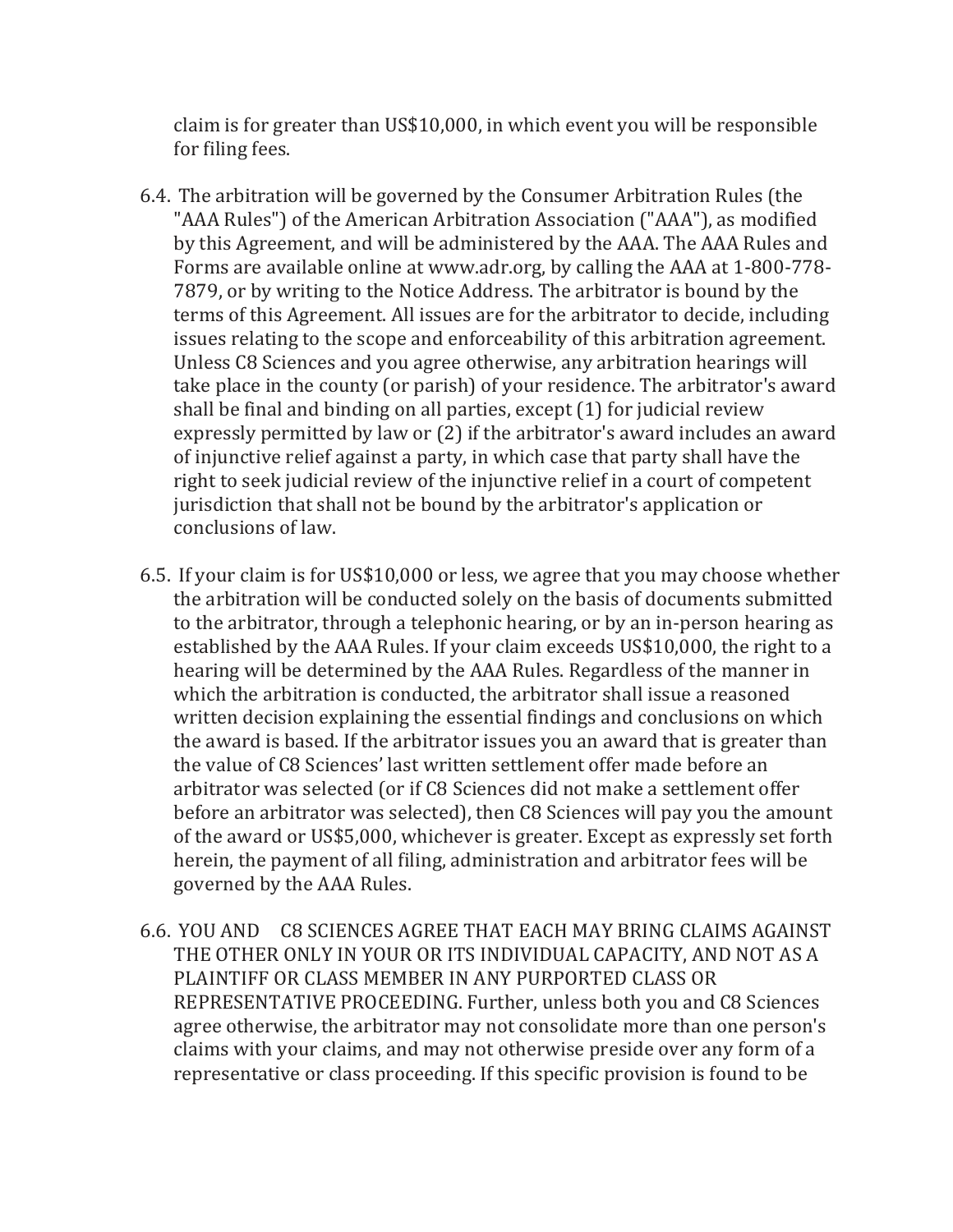claim is for greater than US$10,000, in which event you will be responsible for filing fees.

6.4. The arbitration will be governed by the Consumer Arbitration Rules (the "AAA Rules") of the American Arbitration Association ("AAA"), as modified by this Agreement, and will be administered by the AAA. The AAA Rules and Forms are available online at www.adr.org, by calling the AAA at 1-800-778-7879, or by writing to the Notice Address. The arbitrator is bound by the terms of this Agreement. All issues are for the arbitrator to decide, including issues relating to the scope and enforceability of this arbitration agreement. Unless C8 Sciences and you agree otherwise, any arbitration hearings will take place in the county (or parish) of your residence. The arbitrator's award shall be final and binding on all parties, except (1) for judicial review expressly permitted by law or (2) if the arbitrator's award includes an award of injunctive relief against a party, in which case that party shall have the right to seek judicial review of the injunctive relief in a court of competent jurisdiction that shall not be bound by the arbitrator's application or conclusions of law.

6.5. If your claim is for US$10,000 or less, we agree that you may choose whether the arbitration will be conducted solely on the basis of documents submitted to the arbitrator, through a telephonic hearing, or by an in-person hearing as established by the AAA Rules. If your claim exceeds US$10,000, the right to a hearing will be determined by the AAA Rules. Regardless of the manner in which the arbitration is conducted, the arbitrator shall issue a reasoned written decision explaining the essential findings and conclusions on which the award is based. If the arbitrator issues you an award that is greater than the value of C8 Sciences' last written settlement offer made before an arbitrator was selected (or if C8 Sciences did not make a settlement offer before an arbitrator was selected), then C8 Sciences will pay you the amount of the award or US$5,000, whichever is greater. Except as expressly set forth herein, the payment of all filing, administration and arbitrator fees will be governed by the AAA Rules.

6.6. YOU AND C8 SCIENCES AGREE THAT EACH MAY BRING CLAIMS AGAINST THE OTHER ONLY IN YOUR OR ITS INDIVIDUAL CAPACITY, AND NOT AS A PLAINTIFF OR CLASS MEMBER IN ANY PURPORTED CLASS OR REPRESENTATIVE PROCEEDING. Further, unless both you and C8 Sciences agree otherwise, the arbitrator may not consolidate more than one person's claims with your claims, and may not otherwise preside over any form of a representative or class proceeding. If this specific provision is found to be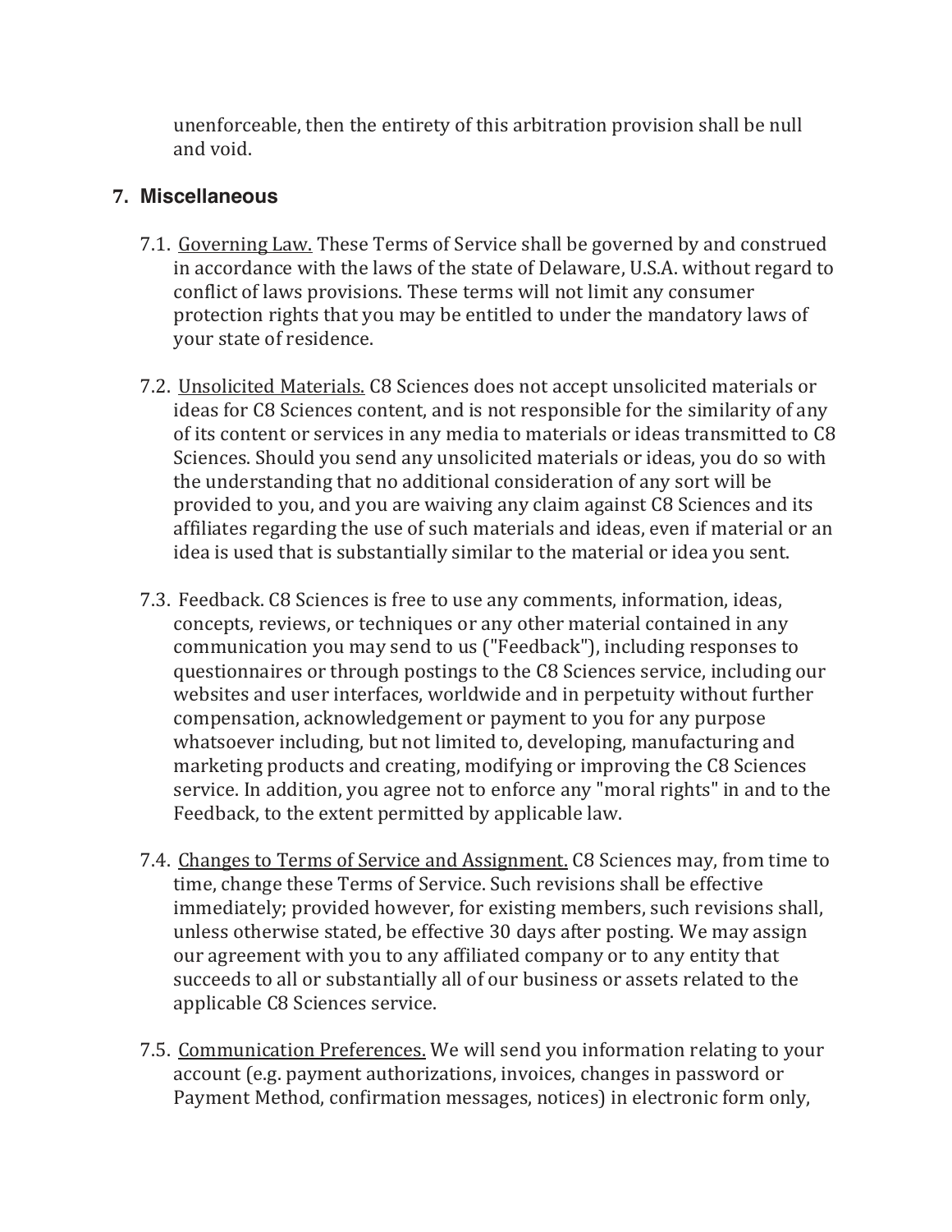unenforceable, then the entirety of this arbitration provision shall be null and void.

## 7. Miscellaneous

7.1. Governing Law. These Terms of Service shall be governed by and construed in accordance with the laws of the state of Delaware, U.S.A. without regard to conflict of laws provisions. These terms will not limit any consumer protection rights that you may be entitled to under the mandatory laws of your state of residence.

7.2. Unsolicited Materials. C8 Sciences does not accept unsolicited materials or ideas for C8 Sciences content, and is not responsible for the similarity of any of its content or services in any media to materials or ideas transmitted to C8 Sciences. Should you send any unsolicited materials or ideas, you do so with the understanding that no additional consideration of any sort will be provided to you, and you are waiving any claim against C8 Sciences and its affiliates regarding the use of such materials and ideas, even if material or an idea is used that is substantially similar to the material or idea you sent.

7.3. Feedback. C8 Sciences is free to use any comments, information, ideas, concepts, reviews, or techniques or any other material contained in any communication you may send to us ("Feedback"), including responses to questionnaires or through postings to the C8 Sciences service, including our websites and user interfaces, worldwide and in perpetuity without further compensation, acknowledgement or payment to you for any purpose whatsoever including, but not limited to, developing, manufacturing and marketing products and creating, modifying or improving the C8 Sciences service. In addition, you agree not to enforce any "moral rights" in and to the Feedback, to the extent permitted by applicable law.

7.4. Changes to Terms of Service and Assignment. C8 Sciences may, from time to time, change these Terms of Service. Such revisions shall be effective immediately; provided however, for existing members, such revisions shall, unless otherwise stated, be effective 30 days after posting. We may assign our agreement with you to any affiliated company or to any entity that succeeds to all or substantially all of our business or assets related to the applicable C8 Sciences service.

7.5. Communication Preferences. We will send you information relating to your account (e.g. payment authorizations, invoices, changes in password or Payment Method, confirmation messages, notices) in electronic form only,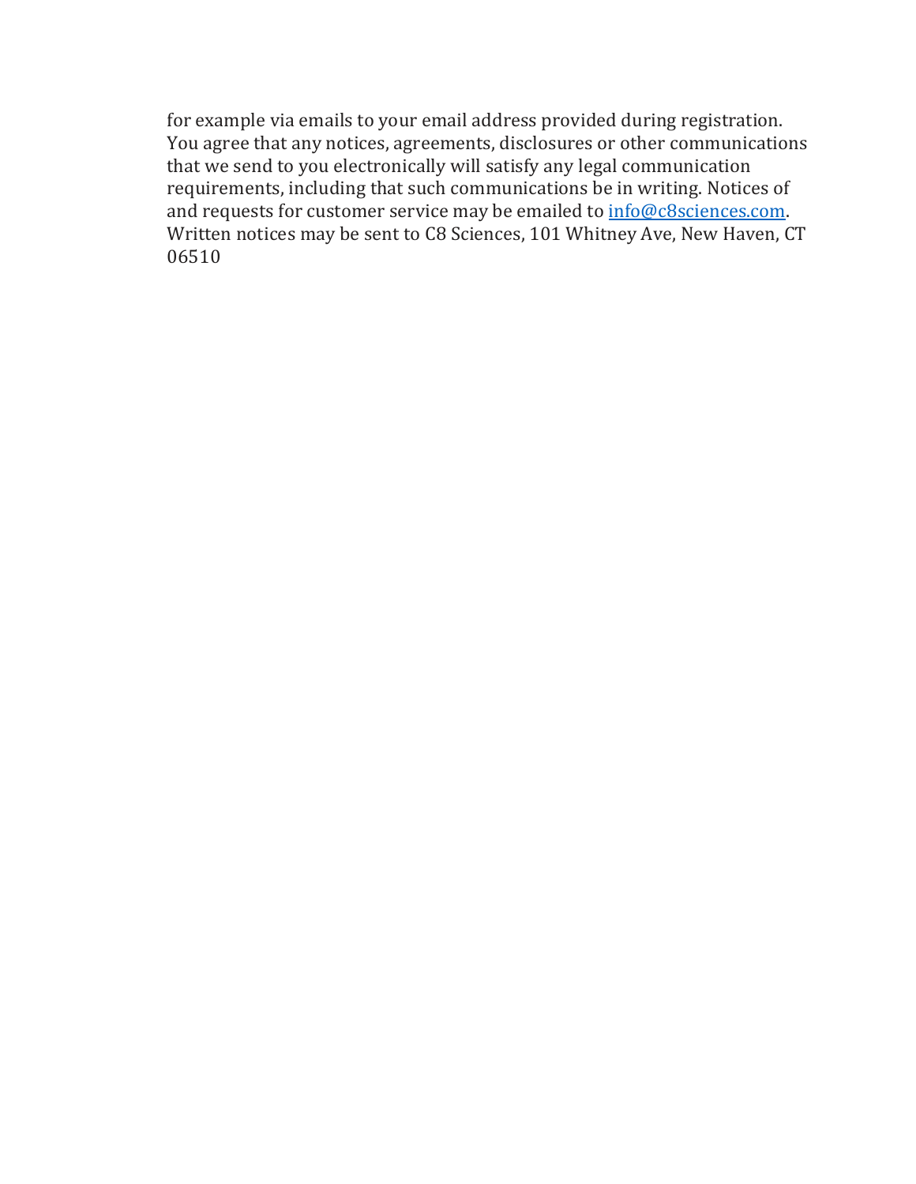for example via emails to your email address provided during registration. You agree that any notices, agreements, disclosures or other communications that we send to you electronically will satisfy any legal communication requirements, including that such communications be in writing. Notices of and requests for customer service may be emailed to info@c8sciences.com. Written notices may be sent to C8 Sciences, 101 Whitney Ave, New Haven, CT 06510